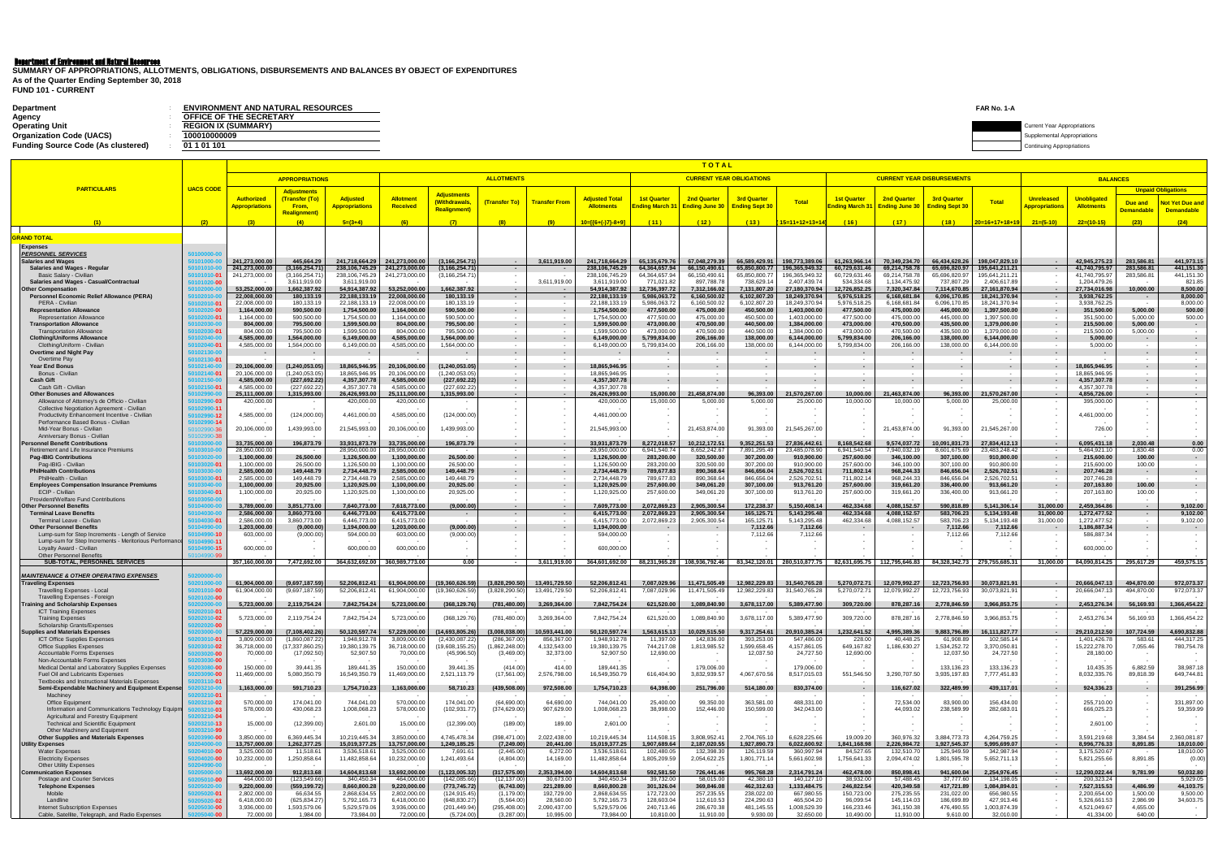**Department of Environment and Natural Resources**

**SUMMARY OF APPROPRIATIONS, ALLOTMENTS, OBLIGATIONS, DISBURSEMENTS AND BALANCES BY OBJECT OF EXPENDITURES**
**As of the Quarter Ending September 30, 2018**
**FUND 101 - CURRENT**

| | | |
|---|---|---|
| **Department** | : | **ENVIRONMENT AND NATURAL RESOURCES** |
| **Agency** | : | **OFFICE OF THE SECRETARY** |
| **Operating Unit** | : | **REGION IX (SUMMARY)** |
| **Organization Code (UACS)** | : | **100010000009** |
| **Funding Source Code (As clustered)** | : | **01 1 01 101** |

**FAR No. 1-A**

Current Year Appropriations
Supplemental Appropriations
Continuing Appropriations

| PARTICULARS | UACS CODE | APPROPRIATIONS | | | ALLOTMENTS | | | | | CURRENT YEAR OBLIGATIONS | | | | CURRENT YEAR DISBURSEMENTS | | | | BALANCES | | | |
|---|---|---|---|---|---|---|---|---|---|---|---|---|---|---|---|---|---|---|---|---|---|
| | | Authorized Appropriations | Adjustments (Transfer (To) From, Realignment) | Adjusted Appropriations | Allotment Received | Adjustments (Withdrawals, Realignment) | (Transfer To) | Transfer From | Adjusted Total Allotments | 1st Quarter Ending March 31 | 2nd Quarter Ending June 30 | 3rd Quarter Ending Sept 30 | Total | 1st Quarter Ending March 31 | 2nd Quarter Ending June 30 | 3rd Quarter Ending Sept 30 | Total | Unreleased Appropriations | Unobligated Allotments | Unpaid Obligations: Due and Demandable | Unpaid Obligations: Not Yet Due and Demandable |
| (1) | (2) | (3) | (4) | 5=(3+4) | (6) | (7) | (8) | (9) | 10=[{6+(-)7}-8+9] | (11) | (12) | (13) | 15=11+12+13+14 | (16) | (17) | (18) | 20=16+17+18+19 | 21=(5-10) | 22=(10-15) | (23) | (24) |
| **GRAND TOTAL** | | | | | | | | | | | | | | | | | | | | | |
| **Expenses** | | | | | | | | | | | | | | | | | | | | | |
| ***PERSONNEL SERVICES*** | 50100000-00 | | | | | | | | | | | | | | | | | | | | |
| **Salaries and Wages** | 50101000-00 | 241,273,000.00 | 445,664.29 | 241,718,664.29 | 241,273,000.00 | (3,166,254.71) | - | 3,611,919.00 | 241,718,664.29 | 65,135,679.76 | 67,048,279.39 | 66,589,429.91 | 198,773,389.06 | 61,263,966.14 | 70,349,234.70 | 66,434,628.26 | 198,047,829.10 | - | 42,945,275.23 | 283,586.81 | 441,973.15 |
| Salaries and Wages - Regular | 50101010-00 | 241,273,000.00 | (3,166,254.71) | 238,106,745.29 | 241,273,000.00 | (3,166,254.71) | - | - | 238,106,745.29 | 64,364,657.94 | 66,150,490.61 | 65,850,800.77 | 196,365,949.32 | 60,729,631.46 | 69,214,758.78 | 65,696,820.97 | 195,641,211.21 | - | 41,740,795.97 | 283,586.81 | 441,151.30 |
| Basic Salary - Civilian | 50101010-01 | 241,273,000.00 | (3,166,254.71) | 238,106,745.29 | 241,273,000.00 | (3,166,254.71) | - | - | 238,106,745.29 | 64,364,657.94 | 66,150,490.61 | 65,850,800.77 | 196,365,949.32 | 60,729,631.46 | 69,214,758.78 | 65,696,820.97 | 195,641,211.21 | - | 41,740,795.97 | 283,586.81 | 441,151.30 |
| Salaries and Wages - Casual/Contractual | 50101020-00 | - | 3,611,919.00 | 3,611,919.00 | - | - | - | 3,611,919.00 | 3,611,919.00 | 771,021.82 | 897,788.78 | 738,629.14 | 2,407,439.74 | 534,334.68 | 1,134,475.92 | 737,807.29 | 2,406,617.89 | - | 1,204,479.26 | - | 821.85 |
| **Other Compensation** | 50102000-00 | 53,252,000.00 | 1,662,387.92 | 54,914,387.92 | 53,252,000.00 | 1,662,387.92 | - | - | 54,914,387.92 | 12,736,397.72 | 7,312,166.02 | 7,131,807.20 | 27,180,370.94 | 12,726,852.25 | 7,320,347.84 | 7,114,670.85 | 27,161,870.94 | - | 27,734,016.98 | 10,000.00 | 8,500.00 |
| **Personnel Economic Relief Allowance (PERA)** | 50102010-00 | 22,008,000.00 | 180,133.19 | 22,188,133.19 | 22,008,000.00 | 180,133.19 | - | - | 22,188,133.19 | 5,986,063.72 | 6,160,500.02 | 6,102,807.20 | 18,249,370.94 | 5,976,518.25 | 6,168,681.84 | 6,096,170.85 | 18,241,370.94 | - | 3,938,762.25 | - | 8,000.00 |
| PERA - Civilian | 50102010-01 | 22,008,000.00 | 180,133.19 | 22,188,133.19 | 22,008,000.00 | 180,133.19 | - | - | 22,188,133.19 | 5,986,063.72 | 6,160,500.02 | 6,102,807.20 | 18,249,370.94 | 5,976,518.25 | 6,168,681.84 | 6,096,170.85 | 18,241,370.94 | - | 3,938,762.25 | - | 8,000.00 |
| **Representation Allowance** | 50102020-00 | 1,164,000.00 | 590,500.00 | 1,754,500.00 | 1,164,000.00 | 590,500.00 | - | - | 1,754,500.00 | 477,500.00 | 475,000.00 | 450,500.00 | 1,403,000.00 | 477,500.00 | 475,000.00 | 445,000.00 | 1,397,500.00 | - | 351,500.00 | 5,000.00 | 500.00 |
| Representation Allowance | 50102020-01 | 1,164,000.00 | 590,500.00 | 1,754,500.00 | 1,164,000.00 | 590,500.00 | - | - | 1,754,500.00 | 477,500.00 | 475,000.00 | 450,500.00 | 1,403,000.00 | 477,500.00 | 475,000.00 | 445,000.00 | 1,397,500.00 | - | 351,500.00 | 5,000.00 | 500.00 |
| **Transportation Allowance** | 50102030-00 | 804,000.00 | 795,500.00 | 1,599,500.00 | 804,000.00 | 795,500.00 | - | - | 1,599,500.00 | 473,000.00 | 470,500.00 | 440,500.00 | 1,384,000.00 | 473,000.00 | 470,500.00 | 435,500.00 | 1,379,000.00 | - | 215,500.00 | 5,000.00 | - |
| Transportation Allowance | 50102030-01 | 804,000.00 | 795,500.00 | 1,599,500.00 | 804,000.00 | 795,500.00 | - | - | 1,599,500.00 | 473,000.00 | 470,500.00 | 440,500.00 | 1,384,000.00 | 473,000.00 | 470,500.00 | 435,500.00 | 1,379,000.00 | - | 215,500.00 | 5,000.00 | - |
| **Clothing/Uniform Allowance** | 50102040-00 | 4,585,000.00 | 1,564,000.00 | 6,149,000.00 | 4,585,000.00 | 1,564,000.00 | - | - | 6,149,000.00 | 5,799,834.00 | 206,166.00 | 138,000.00 | 6,144,000.00 | 5,799,834.00 | 206,166.00 | 138,000.00 | 6,144,000.00 | - | 5,000.00 | - | - |
| Clothing/Uniform Allowance - Civilian | 50102040-01 | 4,585,000.00 | 1,564,000.00 | 6,149,000.00 | 4,585,000.00 | 1,564,000.00 | - | - | 6,149,000.00 | 5,799,834.00 | 206,166.00 | 138,000.00 | 6,144,000.00 | 5,799,834.00 | 206,166.00 | 138,000.00 | 6,144,000.00 | - | 5,000.00 | - | - |
| **Overtime and Night Pay** | 50102130-00 | - | - | - | - | - | - | - | - | - | - | - | - | - | - | - | - | - | - | - | - |
| Overtime Pay | 50102130-01 | - | - | - | - | - | - | - | - | - | - | - | - | - | - | - | - | - | - | - | - |
| **Year End Bonus** | 50102140-00 | 20,106,000.00 | (1,240,053.05) | 18,865,946.95 | 20,106,000.00 | (1,240,053.05) | - | - | 18,865,946.95 | - | - | - | - | - | - | - | - | - | 18,865,946.95 | - | - |
| Bonus - Civilian | 50102140-01 | 20,106,000.00 | (1,240,053.05) | 18,865,946.95 | 20,106,000.00 | (1,240,053.05) | - | - | 18,865,946.95 | - | - | - | - | - | - | - | - | - | 18,865,946.95 | - | - |
| **Cash Gift** | 50102150-00 | 4,585,000.00 | (227,692.22) | 4,357,307.78 | 4,585,000.00 | (227,692.22) | - | - | 4,357,307.78 | - | - | - | - | - | - | - | - | - | 4,357,307.78 | - | - |
| Cash Gift - Civilian | 50102150-01 | 4,585,000.00 | (227,692.22) | 4,357,307.78 | 4,585,000.00 | (227,692.22) | - | - | 4,357,307.78 | - | - | - | - | - | - | - | - | - | 4,357,307.78 | - | - |
| **Other Bonuses and Allowances** | 50102990-00 | 25,111,000.00 | 1,315,993.00 | 26,426,993.00 | 25,111,000.00 | 1,315,993.00 | - | - | 26,426,993.00 | 15,000.00 | 21,458,874.00 | 96,393.00 | 21,570,267.00 | 10,000.00 | 21,463,874.00 | 96,393.00 | 21,570,267.00 | - | 4,856,726.00 | - | - |
| Allowance of Attorney's de Oficio - Civilian | 50102990-03 | 420,000.00 | - | 420,000.00 | 420,000.00 | - | - | - | 420,000.00 | 15,000.00 | 5,000.00 | 5,000.00 | 25,000.00 | 10,000.00 | 10,000.00 | 5,000.00 | 25,000.00 | - | 395,000.00 | - | - |
| Collective Negotiation Agreement - Civilian | 50102990-11 | - | - | - | - | - | - | - | - | - | - | - | - | - | - | - | - | - | - | - | - |
| Productivity Enhancement Incentive - Civilian | 50102990-12 | 4,585,000.00 | (124,000.00) | 4,461,000.00 | 4,585,000.00 | (124,000.00) | - | - | 4,461,000.00 | - | - | - | - | - | - | - | - | - | 4,461,000.00 | - | - |
| Performance Based Bonus - Civilian | 50102990-14 | - | - | - | - | - | - | - | - | - | - | - | - | - | - | - | - | - | - | - | - |
| Mid-Year Bonus - Civilian | 50102990-36 | 20,106,000.00 | 1,439,993.00 | 21,545,993.00 | 20,106,000.00 | 1,439,993.00 | - | - | 21,545,993.00 | - | 21,453,874.00 | 91,393.00 | 21,545,267.00 | - | 21,453,874.00 | 91,393.00 | 21,545,267.00 | - | 726.00 | - | - |
| Anniversary Bonus - Civilian | 50102990-38 | - | - | - | - | - | - | - | - | - | - | - | - | - | - | - | - | - | - | - | - |
| **Personnel Benefit Contributions** | 50103000-00 | 33,735,000.00 | 196,873.79 | 33,931,873.79 | 33,735,000.00 | 196,873.79 | - | - | 33,931,873.79 | 8,272,018.57 | 10,212,172.51 | 9,352,251.53 | 27,836,442.61 | 8,168,542.68 | 9,574,037.72 | 10,091,831.73 | 27,834,412.13 | - | 6,095,431.18 | 2,030.48 | 0.00 |
| Retirement and Life Insurance Premiums | 50103010-00 | 28,950,000.00 | - | 28,950,000.00 | 28,950,000.00 | - | - | - | 28,950,000.00 | 6,941,540.74 | 8,652,242.67 | 7,891,295.49 | 23,485,078.90 | 6,941,540.54 | 7,940,032.19 | 8,601,675.69 | 23,483,248.42 | - | 5,464,921.10 | 1,830.48 | 0.00 |
| **Pag-IBIG Contributions** | 50103020-00 | 1,100,000.00 | 26,500.00 | 1,126,500.00 | 1,100,000.00 | 26,500.00 | - | - | 1,126,500.00 | 283,200.00 | 320,500.00 | 307,200.00 | 910,900.00 | 257,600.00 | 346,100.00 | 307,100.00 | 910,800.00 | - | 215,600.00 | 100.00 | - |
| Pag-IBIG - Civilian | 50103020-01 | 1,100,000.00 | 26,500.00 | 1,126,500.00 | 1,100,000.00 | 26,500.00 | - | - | 1,126,500.00 | 283,200.00 | 320,500.00 | 307,200.00 | 910,900.00 | 257,600.00 | 346,100.00 | 307,100.00 | 910,800.00 | - | 215,600.00 | 100.00 | - |
| **PhilHealth Contributions** | 50103030-00 | 2,585,000.00 | 149,448.79 | 2,734,448.79 | 2,585,000.00 | 149,448.79 | - | - | 2,734,448.79 | 789,677.83 | 890,368.64 | 846,656.04 | 2,526,702.51 | 711,802.14 | 968,244.33 | 846,656.04 | 2,526,702.51 | - | 207,746.28 | - | - |
| PhilHealth - Civilian | 50103030-01 | 2,585,000.00 | 149,448.79 | 2,734,448.79 | 2,585,000.00 | 149,448.79 | - | - | 2,734,448.79 | 789,677.83 | 890,368.64 | 846,656.04 | 2,526,702.51 | 711,802.14 | 968,244.33 | 846,656.04 | 2,526,702.51 | - | 207,746.28 | - | - |
| **Employees Compensation Insurance Premiums** | 50103040-00 | 1,100,000.00 | 20,925.00 | 1,120,925.00 | 1,100,000.00 | 20,925.00 | - | - | 1,120,925.00 | 257,600.00 | 349,061.20 | 307,100.00 | 913,761.20 | 257,600.00 | 319,661.20 | 336,400.00 | 913,661.20 | - | 207,163.80 | 100.00 | - |
| ECIP - Civilian | 50103040-01 | 1,100,000.00 | 20,925.00 | 1,120,925.00 | 1,100,000.00 | 20,925.00 | - | - | 1,120,925.00 | 257,600.00 | 349,061.20 | 307,100.00 | 913,761.20 | 257,600.00 | 319,661.20 | 336,400.00 | 913,661.20 | - | 207,163.80 | 100.00 | - |
| Provident/Welfare Fund Contributions | 50103050-00 | - | - | - | - | - | - | - | - | - | - | - | - | - | - | - | - | - | - | - | - |
| **Other Personnel Benefits** | 50104000-00 | 3,789,000.00 | 3,851,773.00 | 7,640,773.00 | 7,618,773.00 | (9,000.00) | - | - | 7,609,773.00 | 2,072,869.23 | 2,905,300.54 | 172,238.37 | 5,150,408.14 | 462,334.68 | 4,088,152.57 | 590,818.89 | 5,141,306.14 | 31,000.00 | 2,459,364.86 | - | 9,102.00 |
| **Terminal Leave Benefits** | 50104030-00 | 2,586,000.00 | 3,860,773.00 | 6,446,773.00 | 6,415,773.00 | - | - | - | 6,415,773.00 | 2,072,869.23 | 2,905,300.54 | 165,125.71 | 5,143,295.48 | 462,334.68 | 4,088,152.57 | 583,706.23 | 5,134,193.48 | 31,000.00 | 1,272,477.52 | - | 9,102.00 |
| Terminal Leave - Civilian | 50104030-01 | 2,586,000.00 | 3,860,773.00 | 6,446,773.00 | 6,415,773.00 | - | - | - | 6,415,773.00 | 2,072,869.23 | 2,905,300.54 | 165,125.71 | 5,143,295.48 | 462,334.68 | 4,088,152.57 | 583,706.23 | 5,134,193.48 | 31,000.00 | 1,272,477.52 | - | 9,102.00 |
| **Other Personnel Benefits** | 50104990-00 | 1,203,000.00 | (9,000.00) | 1,194,000.00 | 1,203,000.00 | (9,000.00) | - | - | 1,194,000.00 | - | - | 7,112.66 | 7,112.66 | - | - | 7,112.66 | 7,112.66 | - | 1,186,887.34 | - | - |
| Lump-sum for Step Increments - Length of Service | 50104990-10 | 603,000.00 | (9,000.00) | 594,000.00 | 603,000.00 | (9,000.00) | - | - | 594,000.00 | - | - | 7,112.66 | 7,112.66 | - | - | 7,112.66 | 7,112.66 | - | 586,887.34 | - | - |
| Lump-sum for Step Increments - Meritorious Performance | 50104990-11 | - | - | - | - | - | - | - | - | - | - | - | - | - | - | - | - | - | - | - | - |
| Loyalty Award - Civilian | 50104990-15 | 600,000.00 | - | 600,000.00 | 600,000.00 | - | - | - | 600,000.00 | - | - | - | - | - | - | - | - | - | 600,000.00 | - | - |
| Other Personnel Benefits | 50104990-99 | - | - | - | - | - | - | - | - | - | - | - | - | - | - | - | - | - | - | - | - |
| **SUB-TOTAL, PERSONNEL SERVICES** | | 357,160,000.00 | 7,472,692.00 | 364,632,692.00 | 360,989,773.00 | 0.00 | - | 3,611,919.00 | 364,601,692.00 | 88,231,965.28 | 108,936,792.46 | 83,342,120.01 | 280,510,877.75 | 82,631,695.75 | 112,795,646.83 | 84,328,342.73 | 279,755,685.31 | 31,000.00 | 84,090,814.25 | 295,617.29 | 459,575.15 |
| ***MAINTENANCE & OTHER OPERATING EXPENSES*** | 50200000-00 | | | | | | | | | | | | | | | | | | | | |
| **Traveling Expenses** | 50201000-00 | 61,904,000.00 | (9,697,187.59) | 52,206,812.41 | 61,904,000.00 | (19,360,626.59) | (3,828,290.50) | 13,491,729.50 | 52,206,812.41 | 7,087,029.96 | 11,471,505.49 | 12,982,229.83 | 31,540,765.28 | 5,270,072.71 | 12,079,992.27 | 12,723,756.93 | 30,073,821.91 | - | 20,666,047.13 | 494,870.00 | 972,073.37 |
| Travelling Expenses - Local | 50201010-00 | 61,904,000.00 | (9,697,187.59) | 52,206,812.41 | 61,904,000.00 | (19,360,626.59) | (3,828,290.50) | 13,491,729.50 | 52,206,812.41 | 7,087,029.96 | 11,471,505.49 | 12,982,229.83 | 31,540,765.28 | 5,270,072.71 | 12,079,992.27 | 12,723,756.93 | 30,073,821.91 | - | 20,666,047.13 | 494,870.00 | 972,073.37 |
| Travelling Expenses - Foreign | 50201020-00 | - | - | - | - | - | - | - | - | - | - | - | - | - | - | - | - | - | - | - | - |
| **Training and Scholarship Expenses** | 50202000-00 | 5,723,000.00 | 2,119,754.24 | 7,842,754.24 | 5,723,000.00 | (368,129.76) | (781,480.00) | 3,269,364.00 | 7,842,754.24 | 621,520.00 | 1,089,840.90 | 3,678,117.00 | 5,389,477.90 | 309,720.00 | 878,287.16 | 2,778,846.59 | 3,966,853.75 | - | 2,453,276.34 | 56,169.93 | 1,366,454.22 |
| ICT Training Expenses | 50202010-01 | - | - | - | - | - | - | - | - | - | - | - | - | - | - | - | - | - | - | - | - |
| Training Expenses | 50202010-02 | 5,723,000.00 | 2,119,754.24 | 7,842,754.24 | 5,723,000.00 | (368,129.76) | (781,480.00) | 3,269,364.00 | 7,842,754.24 | 621,520.00 | 1,089,840.90 | 3,678,117.00 | 5,389,477.90 | 309,720.00 | 878,287.16 | 2,778,846.59 | 3,966,853.75 | - | 2,453,276.34 | 56,169.93 | 1,366,454.22 |
| Scholarship Grants/Expenses | 50202020-00 | - | - | - | - | - | - | - | - | - | - | - | - | - | - | - | - | - | - | - | - |
| **Supplies and Materials Expenses** | 50203000-00 | 57,229,000.00 | (7,108,402.26) | 50,120,597.74 | 57,229,000.00 | (14,693,805.26) | (3,008,038.00) | 10,593,441.00 | 50,120,597.74 | 1,563,615.13 | 10,029,515.50 | 9,317,254.61 | 20,910,385.24 | 1,232,641.52 | 4,995,389.36 | 9,883,796.89 | 16,111,827.77 | - | 29,210,212.50 | 107,724.59 | 4,690,832.88 |
| ICT Office Supplies Expenses | 50203010-01 | 3,809,000.00 | (1,860,087.22) | 1,948,912.78 | 3,809,000.00 | (2,430,087.22) | (286,367.00) | 856,367.00 | 1,948,912.78 | 11,397.00 | 142,836.00 | 393,253.00 | 547,486.00 | 228.00 | 40,448.25 | 61,908.89 | 102,585.14 | - | 1,401,426.78 | 583.61 | 444,317.25 |
| Office Supplies Expenses | 50203010-02 | 36,718,000.00 | (17,337,860.25) | 19,380,139.75 | 36,718,000.00 | (19,608,155.25) | (1,862,248.00) | 4,132,543.00 | 19,380,139.75 | 744,217.08 | 1,813,985.52 | 1,599,658.45 | 4,157,861.05 | 649,167.82 | 1,186,630.27 | 1,534,252.72 | 3,370,050.81 | - | 15,222,278.70 | 7,055.46 | 780,754.78 |
| Accountable Forms Expenses | 50203020-00 | 70,000.00 | (17,092.50) | 52,907.50 | 70,000.00 | (45,996.50) | (3,469.00) | 32,373.00 | 52,907.50 | 12,690.00 | - | 12,037.50 | 24,727.50 | 12,690.00 | - | 12,037.50 | 24,727.50 | - | 28,180.00 | - | - |
| Non-Accountable Forms Expenses | 50203030-00 | - | - | - | - | - | - | - | - | - | - | - | - | - | - | - | - | - | - | - | - |
| Medical Dental and Laboratory Supplies Expenses | 50203080-00 | 150,000.00 | 39,441.35 | 189,441.35 | 150,000.00 | 39,441.35 | (414.00) | 414.00 | 189,441.35 | - | 179,006.00 | - | 179,006.00 | - | - | 133,136.23 | 133,136.23 | - | 10,435.35 | 6,882.59 | 38,987.18 |
| Fuel Oil and Lubricants Expenses | 50203090-00 | 11,469,000.00 | 5,080,350.79 | 16,549,350.79 | 11,469,000.00 | 2,521,113.79 | (17,561.00) | 2,576,798.00 | 16,549,350.79 | 616,404.90 | 3,832,939.57 | 4,067,670.56 | 8,517,015.03 | 551,546.50 | 3,290,707.50 | 3,935,197.83 | 7,777,451.83 | - | 8,032,335.76 | 89,818.39 | 649,744.81 |
| Textbooks and Instructional Materials Expenses | 50203110-00 | - | - | - | - | - | - | - | - | - | - | - | - | - | - | - | - | - | - | - | - |
| **Semi-Expendable Machinery and Equipment Expenses** | 50203210-00 | 1,163,000.00 | 591,710.23 | 1,754,710.23 | 1,163,000.00 | 58,710.23 | (439,508.00) | 972,508.00 | 1,754,710.23 | 64,398.00 | 251,796.00 | 514,180.00 | 830,374.00 | - | 116,627.02 | 322,489.99 | 439,117.01 | - | 924,336.23 | - | 391,256.99 |
| Machinery | 50203210-01 | - | - | - | - | - | - | - | - | - | - | - | - | - | - | - | - | - | - | - | - |
| Office Equipment | 50203210-02 | 570,000.00 | 174,041.00 | 744,041.00 | 570,000.00 | 174,041.00 | (64,690.00) | 64,690.00 | 744,041.00 | 25,400.00 | 99,350.00 | 363,581.00 | 488,331.00 | - | 72,534.00 | 83,900.00 | 156,434.00 | - | 255,710.00 | - | 331,897.00 |
| Information and Communications Technology Equipment | 50203210-03 | 578,000.00 | 430,068.23 | 1,008,068.23 | 578,000.00 | (102,931.77) | (374,629.00) | 907,629.00 | 1,008,068.23 | 38,998.00 | 152,446.00 | 150,599.00 | 342,043.00 | - | 44,093.02 | 238,589.99 | 282,683.01 | - | 666,025.23 | - | 59,359.99 |
| Agricultural and Forestry Equipment | 50203210-04 | - | - | - | - | - | - | - | - | - | - | - | - | - | - | - | - | - | - | - | - |
| Technical and Scientific Equipment | 50203210-13 | 15,000.00 | (12,399.00) | 2,601.00 | 15,000.00 | (12,399.00) | (189.00) | 189.00 | 2,601.00 | - | - | - | - | - | - | - | - | - | 2,601.00 | - | - |
| Other Machinery and Equipment | 50203210-99 | - | - | - | - | - | - | - | - | - | - | - | - | - | - | - | - | - | - | - | - |
| **Other Supplies and Materials Expenses** | 50203990-00 | 3,850,000.00 | 6,369,445.34 | 10,219,445.34 | 3,850,000.00 | 4,745,478.34 | (398,471.00) | 2,022,438.00 | 10,219,445.34 | 114,508.15 | 3,808,952.41 | 2,704,765.10 | 6,628,225.66 | 19,009.20 | 360,976.32 | 3,884,773.73 | 4,264,759.25 | - | 3,591,219.68 | 3,384.54 | 2,360,081.87 |
| **Utility Expenses** | 50204000-00 | 13,757,000.00 | 1,262,377.25 | 15,019,377.25 | 13,757,000.00 | 1,249,185.25 | (7,249.00) | 20,441.00 | 15,019,377.25 | 1,907,689.64 | 2,187,020.55 | 1,927,890.73 | 6,022,600.92 | 1,841,168.98 | 2,226,984.72 | 1,927,545.37 | 5,995,699.07 | - | 8,996,776.33 | 8,891.85 | 18,010.00 |
| Water Expenses | 50204010-00 | 3,525,000.00 | 11,518.61 | 3,536,518.61 | 3,525,000.00 | 7,691.61 | (2,445.00) | 6,272.00 | 3,536,518.61 | 102,480.05 | 132,398.30 | 126,119.59 | 360,997.94 | 84,527.65 | 132,510.70 | 125,949.59 | 342,987.94 | - | 3,175,520.67 | - | 18,010.00 |
| Electricity Expenses | 50204020-00 | 10,232,000.00 | 1,250,858.64 | 11,482,858.64 | 10,232,000.00 | 1,241,493.64 | (4,804.00) | 14,169.00 | 11,482,858.64 | 1,805,209.59 | 2,054,622.25 | 1,801,771.14 | 5,661,602.98 | 1,756,641.33 | 2,094,474.02 | 1,801,595.78 | 5,652,711.13 | - | 5,821,255.66 | 8,891.85 | (0.00) |
| Other Utility Expenses | 50204990-00 | - | - | - | - | - | - | - | - | - | - | - | - | - | - | - | - | - | - | - | - |
| **Communication Expenses** | 50205000-00 | 13,692,000.00 | 912,813.68 | 14,604,813.68 | 13,692,000.00 | (1,123,005.32) | (317,575.00) | 2,353,394.00 | 14,604,813.68 | 592,581.50 | 726,441.46 | 995,768.28 | 2,314,791.24 | 462,478.00 | 850,898.41 | 941,600.04 | 2,254,976.45 | - | 12,290,022.44 | 9,781.99 | 50,032.80 |
| Postage and Courier Services | 50205010-00 | 464,000.00 | (123,549.66) | 340,450.34 | 464,000.00 | (142,085.66) | (12,137.00) | 30,673.00 | 340,450.34 | 39,732.00 | 58,015.00 | 42,380.10 | 140,127.10 | 38,932.00 | 57,488.45 | 37,777.60 | 134,198.05 | - | 200,323.24 | - | 5,929.05 |
| **Telephone Expenses** | 50205020-00 | 9,220,000.00 | (559,199.72) | 8,660,800.28 | 9,220,000.00 | (773,745.72) | (6,743.00) | 221,289.00 | 8,660,800.28 | 301,326.04 | 369,846.08 | 462,312.63 | 1,133,484.75 | 246,822.54 | 420,349.58 | 417,721.89 | 1,084,894.01 | - | 7,527,315.53 | 4,486.99 | 44,103.75 |
| Mobile | 50205020-01 | 2,802,000.00 | 66,634.55 | 2,868,634.55 | 2,802,000.00 | (124,915.45) | (1,179.00) | 192,729.00 | 2,868,634.55 | 172,723.00 | 257,235.55 | 238,022.00 | 667,980.55 | 150,723.00 | 275,235.55 | 231,022.00 | 656,980.55 | - | 2,200,654.00 | 1,500.00 | 9,500.00 |
| Landline | 50205020-02 | 6,418,000.00 | (625,834.27) | 5,792,165.73 | 6,418,000.00 | (648,830.27) | (5,564.00) | 28,560.00 | 5,792,165.73 | 128,603.04 | 112,610.53 | 224,290.63 | 465,504.20 | 96,099.54 | 145,114.03 | 186,699.89 | 427,913.46 | - | 5,326,661.53 | 2,986.99 | 34,603.75 |
| Internet Subscription Expenses | 50205030-00 | 3,936,000.00 | 1,593,579.06 | 5,529,579.06 | 3,936,000.00 | (201,449.94) | (295,408.00) | 2,090,437.00 | 5,529,579.06 | 240,713.46 | 286,670.38 | 481,145.55 | 1,008,529.39 | 166,233.46 | 361,150.38 | 476,490.55 | 1,003,874.39 | - | 4,521,049.67 | 4,655.00 | - |
| Cable, Satellite, Telegraph, and Radio Expenses | 50205040-00 | 72,000.00 | 1,984.00 | 73,984.00 | 72,000.00 | (5,724.00) | (3,287.00) | 10,995.00 | 73,984.00 | 10,810.00 | 11,910.00 | 9,930.00 | 32,650.00 | 10,490.00 | 11,910.00 | 9,610.00 | 32,010.00 | - | 41,334.00 | 640.00 | - |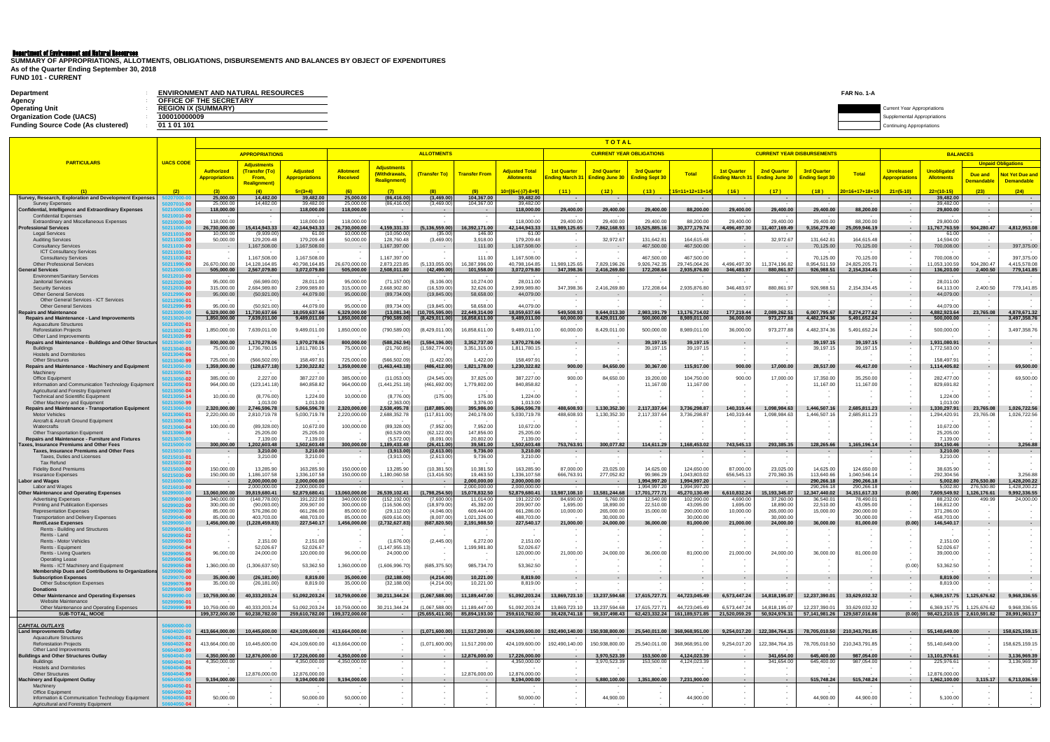**Department of Environment and Natural Resources**

**SUMMARY OF APPROPRIATIONS, ALLOTMENTS, OBLIGATIONS, DISBURSEMENTS AND BALANCES BY OBJECT OF EXPENDITURES**
**As of the Quarter Ending September 30, 2018**
**FUND 101 - CURRENT**

| | | |
|---|---|---|
| Department | : | ENVIRONMENT AND NATURAL RESOURCES |
| Agency | : | OFFICE OF THE SECRETARY |
| Operating Unit | : | REGION IX (SUMMARY) |
| Organization Code (UACS) | : | 100010000009 |
| Funding Source Code (As clustered) | : | 01 1 01 101 |

FAR No. 1-A

Current Year Appropriations
Supplemental Appropriations
Continuing Appropriations

**TOTAL**

| PARTICULARS | UACS CODE | APPROPRIATIONS | | | ALLOTMENTS | | | | | CURRENT YEAR OBLIGATIONS | | | | CURRENT YEAR DISBURSEMENTS | | | | BALANCES | | | |
|---|---|---|---|---|---|---|---|---|---|---|---|---|---|---|---|---|---|---|---|---|---|
| | | Authorized Appropriations | Adjustments (Transfer (To) From, Realignment) | Adjusted Appropriations | Allotment Received | Adjustments (Withdrawals, Realignment) | (Transfer To) | Transfer From | Adjusted Total Allotments | 1st Quarter Ending March 31 | 2nd Quarter Ending June 30 | 3rd Quarter Ending Sept 30 | Total | 1st Quarter Ending March 31 | 2nd Quarter Ending June 30 | 3rd Quarter Ending Sept 30 | Total | Unreleased Appropriations | Unobligated Allotments | Unpaid Obligations: Due and Demandable | Unpaid Obligations: Not Yet Due and Demandable |
| (1) | (2) | (3) | (4) | 5=(3+4) | (6) | (7) | (8) | (9) | 10=[{6+(-)7}-8+9] | (11) | (12) | (13) | 15=11+12+13+14 | (16) | (17) | (18) | 20=16+17+18+19 | 21=(5-10) | 22=(10-15) | (23) | (24) |
| **Survey, Research, Exploration and Development Expenses** | 50207000-00 | 25,000.00 | 14,482.00 | 39,482.00 | 25,000.00 | (86,416.00) | (3,469.00) | 104,367.00 | 39,482.00 | - | - | - | - | - | - | - | - | - | 39,482.00 | - | - |
| Survey Expenses | 50207010-00 | 25,000.00 | 14,482.00 | 39,482.00 | 25,000.00 | (86,416.00) | (3,469.00) | 104,367.00 | 39,482.00 | | | | | | | | | | 39,482.00 | | |
| **Confidential, Intelligence and Extraordinary Expenses** | 50210000-00 | 118,000.00 | - | 118,000.00 | 118,000.00 | - | - | - | 118,000.00 | 29,400.00 | 29,400.00 | 29,400.00 | 88,200.00 | 29,400.00 | 29,400.00 | 29,400.00 | 88,200.00 | - | 29,800.00 | - | - |
| Confidential Expenses | 50210010-00 | | | | | | | | | | | | | | | | | | | | |
| Extraordinary and Miscellaneous Expenses | 50210030-00 | 118,000.00 | | 118,000.00 | 118,000.00 | | | | 118,000.00 | 29,400.00 | 29,400.00 | 29,400.00 | 88,200.00 | 29,400.00 | 29,400.00 | 29,400.00 | 88,200.00 | | 29,800.00 | | |
| **Professional Services** | 50211000-00 | 26,730,000.00 | 15,414,943.33 | 42,144,943.33 | 26,730,000.00 | 4,159,331.33 | (5,136,559.00) | 16,392,171.00 | 42,144,943.33 | 11,989,125.65 | 7,862,168.93 | 10,525,885.16 | 30,377,179.74 | 4,496,497.30 | 11,407,169.49 | 9,156,279.40 | 25,059,946.19 | - | 11,767,763.59 | 504,280.47 | 4,812,953.08 |
| Legal Services | 50211010-00 | 10,000.00 | (9,939.00) | 61.00 | 10,000.00 | (10,050.00) | (35.00) | 146.00 | 61.00 | | | | | | | | | | 61.00 | | |
| Auditing Services | 50211020-00 | 50,000.00 | 129,209.48 | 179,209.48 | 50,000.00 | 128,760.48 | (3,469.00) | 3,918.00 | 179,209.48 | - | 32,972.67 | 131,642.81 | 164,615.48 | - | 32,972.67 | 131,642.81 | 164,615.48 | | 14,594.00 | - | - |
| Consultancy Services | 50211030-00 | - | 1,167,508.00 | 1,167,508.00 | - | 1,167,397.00 | - | 111.00 | 1,167,508.00 | - | - | 467,500.00 | 467,500.00 | - | - | 70,125.00 | 70,125.00 | - | 700,008.00 | - | 397,375.00 |
| ICT Consultancy Services | 50211030-01 | | | | | | | | | | | | | | | | | | | | |
| Consultancy Services | 50211030-02 | | 1,167,508.00 | 1,167,508.00 | | 1,167,397.00 | | 111.00 | 1,167,508.00 | | | 467,500.00 | 467,500.00 | | | 70,125.00 | 70,125.00 | | 700,008.00 | | 397,375.00 |
| Other Professional Services | 50211990-00 | 26,670,000.00 | 14,128,164.85 | 40,798,164.85 | 26,670,000.00 | 2,873,223.85 | (5,133,055.00) | 16,387,996.00 | 40,798,164.85 | 11,989,125.65 | 7,829,196.26 | 9,926,742.35 | 29,745,064.26 | 4,496,497.30 | 11,374,196.82 | 8,954,511.59 | 24,825,205.71 | | 11,053,100.59 | 504,280.47 | 4,415,578.08 |
| **General Services** | 50212000-00 | 505,000.00 | 2,567,079.80 | 3,072,079.80 | 505,000.00 | 2,508,011.80 | (42,490.00) | 101,558.00 | 3,072,079.80 | 347,398.36 | 2,416,269.80 | 172,208.64 | 2,935,876.80 | 346,483.97 | 880,861.97 | 926,988.51 | 2,154,334.45 | - | 136,203.00 | 2,400.50 | 779,141.85 |
| Environment/Sanitary Services | 50212010-00 | | | | | | | | | | | | | | | | | | | | |
| Janitorial Services | 50212020-00 | 95,000.00 | (66,989.00) | 28,011.00 | 95,000.00 | (71,157.00) | (6,106.00) | 10,274.00 | 28,011.00 | | | | | | | | | | 28,011.00 | | |
| Security Services | 50212030-00 | 315,000.00 | 2,684,989.80 | 2,999,989.80 | 315,000.00 | 2,668,902.80 | (16,539.00) | 32,626.00 | 2,999,989.80 | 347,398.36 | 2,416,269.80 | 172,208.64 | 2,935,876.80 | 346,483.97 | 880,861.97 | 926,988.51 | 2,154,334.45 | | 64,113.00 | 2,400.50 | 779,141.85 |
| Other General Services | 50212990-00 | 95,000.00 | (50,921.00) | 44,079.00 | 95,000.00 | (89,734.00) | (19,845.00) | 58,658.00 | 44,079.00 | - | - | - | - | - | - | - | - | - | 44,079.00 | - | - |
| Other General Services - ICT Services | 50212990-01 | | | | | | | | | | | | | | | | | | | | |
| Other General Services | 50212990-99 | 95,000.00 | (50,921.00) | 44,079.00 | 95,000.00 | (89,734.00) | (19,845.00) | 58,658.00 | 44,079.00 | | | | | | | | | | 44,079.00 | | |
| **Repairs and Maintenance** | 50213000-00 | 6,329,000.00 | 11,730,637.66 | 18,059,637.66 | 6,329,000.00 | (13,081.34) | (10,705,595.00) | 22,449,314.00 | 18,059,637.66 | 549,508.93 | 9,644,013.30 | 2,983,191.79 | 13,176,714.02 | 177,219.44 | 2,089,262.51 | 6,007,795.67 | 8,274,277.62 | - | 4,882,923.64 | 23,765.08 | 4,878,671.32 |
| Repairs and Maintenance - Land Improvements | 50213020-00 | 1,850,000.00 | 7,639,011.00 | 9,489,011.00 | 1,850,000.00 | (790,589.00) | (8,429,011.00) | 16,858,611.00 | 9,489,011.00 | 60,000.00 | 8,429,011.00 | 500,000.00 | 8,989,011.00 | 36,000.00 | 973,277.88 | 4,482,374.36 | 5,491,652.24 | - | 500,000.00 | - | 3,497,358.76 |
| Aquaculture Structures | 50213020-01 | | | | | | | | | | | | | | | | | | | | |
| Reforestation Projects | 50213020-02 | 1,850,000.00 | 7,639,011.00 | 9,489,011.00 | 1,850,000.00 | (790,589.00) | (8,429,011.00) | 16,858,611.00 | 9,489,011.00 | 60,000.00 | 8,429,011.00 | 500,000.00 | 8,989,011.00 | 36,000.00 | 973,277.88 | 4,482,374.36 | 5,491,652.24 | | 500,000.00 | | 3,497,358.76 |
| Other Land Improvements | 50213020-99 | | | | | | | | | | | | | | | | | | | | |
| Repairs and Maintenance - Buildings and Other Structures | 50213040-00 | 800,000.00 | 1,170,278.06 | 1,970,278.06 | 800,000.00 | (588,262.94) | (1,594,196.00) | 3,352,737.00 | 1,970,278.06 | - | - | 39,197.15 | 39,197.15 | - | - | 39,197.15 | 39,197.15 | - | 1,931,080.91 | - | - |
| Buildings | 50213040-01 | 75,000.00 | 1,736,780.15 | 1,811,780.15 | 75,000.00 | (21,760.85) | (1,592,774.00) | 3,351,315.00 | 1,811,780.15 | | | 39,197.15 | 39,197.15 | | | 39,197.15 | 39,197.15 | | 1,772,583.00 | | |
| Hostels and Dormitories | 50213040-06 | | | | | | | | | | | | | | | | | | | | |
| Other Structures | 50213040-99 | 725,000.00 | (566,502.09) | 158,497.91 | 725,000.00 | (566,502.09) | (1,422.00) | 1,422.00 | 158,497.91 | | | | | | | | | | 158,497.91 | | |
| Repairs and Maintenance - Machinery and Equipment | 50213050-00 | 1,359,000.00 | (128,677.18) | 1,230,322.82 | 1,359,000.00 | (1,463,443.18) | (486,412.00) | 1,821,178.00 | 1,230,322.82 | 900.00 | 84,650.00 | 30,367.00 | 115,917.00 | 900.00 | 17,000.00 | 28,517.00 | 46,417.00 | - | 1,114,405.82 | - | 69,500.00 |
| Machinery | 50213050-01 | | | | | | | | | | | | | | | | | | | | |
| Office Equipment | 50213050-02 | 385,000.00 | 2,227.00 | 387,227.00 | 385,000.00 | (11,053.00) | (24,545.00) | 37,825.00 | 387,227.00 | 900.00 | 84,650.00 | 19,200.00 | 104,750.00 | 900.00 | 17,000.00 | 17,350.00 | 35,250.00 | | 282,477.00 | | 69,500.00 |
| Information and Communication Technology Equipment | 50213050-03 | 964,000.00 | (123,141.18) | 840,858.82 | 964,000.00 | (1,441,251.18) | (461,692.00) | 1,779,802.00 | 840,858.82 | | | 11,167.00 | 11,167.00 | | | 11,167.00 | 11,167.00 | | 829,691.82 | | |
| Agricultural and Forestry Equipment | 50213050-04 | | | | | | | | | | | | | | | | | | | | |
| Technical and Scientific Equipment | 50213050-14 | 10,000.00 | (8,776.00) | 1,224.00 | 10,000.00 | (8,776.00) | (175.00) | 175.00 | 1,224.00 | | | | | | | | | | 1,224.00 | | |
| Other Machinery and Equipment | 50213050-99 | | 1,013.00 | 1,013.00 | | (2,363.00) | | 3,376.00 | 1,013.00 | | | | | | | | | | 1,013.00 | | |
| Repairs and Maintenance - Transportation Equipment | 50213060-00 | 2,320,000.00 | 2,746,596.78 | 5,066,596.78 | 2,320,000.00 | 2,538,495.78 | (187,885.00) | 395,986.00 | 5,066,596.78 | 488,608.93 | 1,130,352.30 | 2,117,337.64 | 3,736,298.87 | 140,319.44 | 1,098,984.63 | 1,446,507.16 | 2,685,811.23 | - | 1,330,297.91 | 23,765.08 | 1,026,722.56 |
| Motor Vehicles | 50213060-01 | 2,220,000.00 | 2,810,719.78 | 5,030,719.78 | 2,220,000.00 | 2,688,352.78 | (117,811.00) | 240,178.00 | 5,030,719.78 | 488,608.93 | 1,130,352.30 | 2,117,337.64 | 3,736,298.87 | 140,319.44 | 1,098,984.63 | 1,446,507.16 | 2,685,811.23 | | 1,294,420.91 | 23,765.08 | 1,026,722.56 |
| Aircraft & Aircraft Ground Equipment | 50213060-03 | | | | | | | | | | | | | | | | | | | | |
| Watercrafts | 50213060-04 | 100,000.00 | (89,328.00) | 10,672.00 | 100,000.00 | (89,328.00) | (7,952.00) | 7,952.00 | 10,672.00 | | | | | | | | | | 10,672.00 | | |
| Other Transportation Equipment | 50213060-99 | | 25,205.00 | 25,205.00 | | (60,529.00) | (62,122.00) | 147,856.00 | 25,205.00 | | | | | | | | | | 25,205.00 | | |
| Repairs and Maintenance - Furniture and Fixtures | 50213070-00 | | 7,139.00 | 7,139.00 | | (5,572.00) | (8,091.00) | 20,802.00 | 7,139.00 | | | | | | | | | | 7,139.00 | | |
| **Taxes, Insurance Premiums and Other Fees** | 50215000-00 | 300,000.00 | 1,202,603.48 | 1,502,603.48 | 300,000.00 | 1,189,433.48 | (26,411.00) | 39,581.00 | 1,502,603.48 | 753,763.91 | 300,077.82 | 114,611.29 | 1,168,453.02 | 743,545.13 | 293,385.35 | 128,265.66 | 1,165,196.14 | - | 334,150.46 | - | 3,256.88 |
| Taxes, Duties and Licenses | 50215010-00 | - | 3,210.00 | 3,210.00 | - | (3,913.00) | (2,613.00) | 9,736.00 | 3,210.00 | - | - | - | - | - | - | - | - | - | 3,210.00 | - | - |
| Taxes, Duties and Licenses | 50215010-01 | | 3,210.00 | 3,210.00 | | (3,913.00) | (2,613.00) | 9,736.00 | 3,210.00 | | | | | | | | | | 3,210.00 | | |
| Tax Refund | 50215010-02 | | | | | | | | | | | | | | | | | | | | |
| Fidelity Bond Premiums | 50215020-00 | 150,000.00 | 13,285.90 | 163,285.90 | 150,000.00 | 13,285.90 | (10,381.50) | 10,381.50 | 163,285.90 | 87,000.00 | 23,025.00 | 14,625.00 | 124,650.00 | 87,000.00 | 23,025.00 | 14,625.00 | 124,650.00 | | 38,635.90 | | |
| Insurance Expenses | 50215030-00 | 150,000.00 | 1,186,107.58 | 1,336,107.58 | 150,000.00 | 1,180,060.58 | (13,416.50) | 19,463.50 | 1,336,107.58 | 666,763.91 | 277,052.82 | 99,986.29 | 1,043,803.02 | 656,545.13 | 270,360.35 | 113,640.66 | 1,040,546.14 | | 292,304.56 | | 3,256.88 |
| **Labor and Wages** | 50216000-00 | - | 2,000,000.00 | 2,000,000.00 | - | - | - | 2,000,000.00 | 2,000,000.00 | - | - | 1,994,997.20 | 1,994,997.20 | - | - | 290,266.18 | 290,266.18 | - | 5,002.80 | 276,530.80 | 1,428,200.22 |
| Labor and Wages | 50216010-00 | | 2,000,000.00 | 2,000,000.00 | | | | 2,000,000.00 | 2,000,000.00 | | | 1,994,997.20 | 1,994,997.20 | | | 290,266.18 | 290,266.18 | | 5,002.80 | 276,530.80 | 1,428,200.22 |
| **Other Maintenance and Operating Expenses** | 50299000-00 | 13,060,000.00 | 39,819,680.41 | 52,879,680.41 | 13,060,000.00 | 26,539,102.41 | (1,798,254.50) | 15,078,832.50 | 52,879,680.41 | 13,987,108.10 | 13,581,244.68 | 17,701,777.71 | 45,270,130.49 | 6,610,832.24 | 15,193,345.07 | 12,347,440.02 | 34,151,617.33 | (0.00) | 7,609,549.92 | 1,126,176.61 | 9,992,336.55 |
| Advertising Expenses | 50299010-00 | 340,000.00 | (148,778.00) | 191,222.00 | 340,000.00 | (152,192.00) | (7,600.00) | 11,014.00 | 191,222.00 | 84,690.00 | 5,760.00 | 12,540.00 | 102,990.00 | 4,690.00 | 37,260.00 | 36,540.01 | 78,490.01 | | 88,232.00 | 499.99 | 24,000.00 |
| Printing and Publication Expenses | 50299020-00 | 300,000.00 | (90,093.00) | 209,907.00 | 300,000.00 | (116,506.00) | (18,979.00) | 45,392.00 | 209,907.00 | 1,695.00 | 18,890.00 | 22,510.00 | 43,095.00 | 1,695.00 | 18,890.00 | 22,510.00 | 43,095.00 | | 166,812.00 | | |
| Representation Expenses | 50299030-00 | 85,000.00 | 576,286.00 | 661,286.00 | 85,000.00 | (29,112.00) | (4,046.00) | 609,444.00 | 661,286.00 | 10,000.00 | 265,000.00 | 15,000.00 | 290,000.00 | 10,000.00 | 265,000.00 | 15,000.00 | 290,000.00 | | 371,286.00 | | |
| Transportation and Delivery Expenses | 50299040-00 | 85,000.00 | 403,703.00 | 488,703.00 | 85,000.00 | (609,616.00) | (8,007.00) | 1,021,326.00 | 488,703.00 | | 30,000.00 | | 30,000.00 | | 30,000.00 | | 30,000.00 | | 458,703.00 | | |
| Rent/Lease Expenses | 50299050-00 | 1,456,000.00 | (1,228,459.83) | 227,540.17 | 1,456,000.00 | (2,732,627.83) | (687,820.50) | 2,191,988.50 | 227,540.17 | 21,000.00 | 24,000.00 | 36,000.00 | 81,000.00 | 21,000.00 | 24,000.00 | 36,000.00 | 81,000.00 | (0.00) | 146,540.17 | - | - |
| Rents - Building and Structures | 50299050-01 | | | | | | | | | | | | | | | | | | | | |
| Rents - Land | 50299050-02 | | | | | | | | | | | | | | | | | | | | |
| Rents - Motor Vehicles | 50299050-03 | | 2,151.00 | 2,151.00 | | (1,676.00) | (2,445.00) | 6,272.00 | 2,151.00 | | | | | | | | | | 2,151.00 | | |
| Rents - Equipment | 50299050-04 | | 52,026.67 | 52,026.67 | | (1,147,955.13) | | 1,199,981.80 | 52,026.67 | | | | | | | | | | 52,026.67 | | |
| Rents - Living Quarters | 50299050-05 | 96,000.00 | 24,000.00 | 120,000.00 | 96,000.00 | 24,000.00 | | | 120,000.00 | 21,000.00 | 24,000.00 | 36,000.00 | 81,000.00 | 21,000.00 | 24,000.00 | 36,000.00 | 81,000.00 | | 39,000.00 | | |
| Operating Lease | 50299050-06 | | | | | | | | | | | | | | | | | | | | |
| Rents - ICT Machinery and Equipment | 50299050-08 | 1,360,000.00 | (1,306,637.50) | 53,362.50 | 1,360,000.00 | (1,606,996.70) | (685,375.50) | 985,734.70 | 53,362.50 | | | | | | | | | (0.00) | 53,362.50 | | |
| Membership Dues and Contributions to Organizations | 50299060-00 | | | | | | | | | | | | | | | | | | | | |
| Subscription Expenses | 50299070-00 | 35,000.00 | (26,181.00) | 8,819.00 | 35,000.00 | (32,188.00) | (4,214.00) | 10,221.00 | 8,819.00 | - | - | - | - | - | - | - | - | - | 8,819.00 | - | - |
| Other Subscription Expenses | 50299070-99 | 35,000.00 | (26,181.00) | 8,819.00 | 35,000.00 | (32,188.00) | (4,214.00) | 10,221.00 | 8,819.00 | | | | | | | | | | 8,819.00 | | |
| Donations | 50299080-00 | | | | | | | | | | | | | | | | | | | | |
| Other Maintenance and Operating Expenses | 50299990-00 | 10,759,000.00 | 40,333,203.24 | 51,092,203.24 | 10,759,000.00 | 30,211,344.24 | (1,067,588.00) | 11,189,447.00 | 51,092,203.24 | 13,869,723.10 | 13,237,594.68 | 17,615,727.71 | 44,723,045.49 | 6,573,447.24 | 14,818,195.07 | 12,237,390.01 | 33,629,032.32 | - | 6,369,157.75 | 1,125,676.62 | 9,968,336.55 |
| Website Maintenance | 50299990-01 | | | | | | | | | | | | | | | | | | | | |
| Other Maintenance and Operating Expenses | 50299990-99 | 10,759,000.00 | 40,333,203.24 | 51,092,203.24 | 10,759,000.00 | 30,211,344.24 | (1,067,588.00) | 11,189,447.00 | 51,092,203.24 | 13,869,723.10 | 13,237,594.68 | 17,615,727.71 | 44,723,045.49 | 6,573,447.24 | 14,818,195.07 | 12,237,390.01 | 33,629,032.32 | | 6,369,157.75 | 1,125,676.62 | 9,968,336.55 |
| **SUB-TOTAL, MOOE** | | 199,372,000.00 | 60,238,782.00 | 259,610,782.00 | 199,372,000.00 | - | (25,655,411.00) | 85,894,193.00 | 259,610,782.00 | 39,428,741.18 | 59,337,498.43 | 62,423,332.24 | 161,189,571.85 | 21,520,059.29 | 50,924,976.31 | 57,141,981.26 | 129,587,016.86 | (0.00) | 98,421,210.15 | 2,610,591.82 | 28,991,963.17 |
| ***CAPITAL OUTLAYS*** | 50600000-00 | | | | | | | | | | | | | | | | | | | | |
| **Land Improvements Outlay** | 50604020-00 | 413,664,000.00 | 10,445,600.00 | 424,109,600.00 | 413,664,000.00 | - | (1,071,600.00) | 11,517,200.00 | 424,109,600.00 | 192,490,140.00 | 150,938,800.00 | 25,540,011.00 | 368,968,951.00 | 9,254,017.20 | 122,384,764.15 | 78,705,010.50 | 210,343,791.85 | - | 55,140,649.00 | - | 158,625,159.15 |
| Aquaculture Structures | 50604020-01 | | | | | | | | | | | | | | | | | | | | |
| Reforestation Projects | 50604020-02 | 413,664,000.00 | 10,445,600.00 | 424,109,600.00 | 413,664,000.00 | | (1,071,600.00) | 11,517,200.00 | 424,109,600.00 | 192,490,140.00 | 150,938,800.00 | 25,540,011.00 | 368,968,951.00 | 9,254,017.20 | 122,384,764.15 | 78,705,010.50 | 210,343,791.85 | | 55,140,649.00 | | 158,625,159.15 |
| Other Land Improvements | 50604020-99 | | | | | | | | | | | | | | | | | | | | |
| **Buildings and Other Structures Outlay** | 50604040-00 | 4,350,000.00 | 12,876,000.00 | 17,226,000.00 | 4,350,000.00 | - | - | 12,876,000.00 | 17,226,000.00 | - | 3,970,523.39 | 153,500.00 | 4,124,023.39 | - | 341,654.00 | 645,400.00 | 987,054.00 | - | 13,101,976.61 | - | 3,136,969.39 |
| Buildings | 50604040-01 | 4,350,000.00 | | 4,350,000.00 | 4,350,000.00 | | | | 4,350,000.00 | | 3,970,523.39 | 153,500.00 | 4,124,023.39 | | 341,654.00 | 645,400.00 | 987,054.00 | | 225,976.61 | | 3,136,969.39 |
| Hostels and Dormitories | 50604040-06 | | | | | | | | | | | | | | | | | | | | |
| Other Structures | 50604040-99 | | 12,876,000.00 | 12,876,000.00 | | | | 12,876,000.00 | 12,876,000.00 | | | | | | | | | | 12,876,000.00 | | |
| **Machinery and Equipment Outlay** | 50604050-00 | 9,194,000.00 | - | 9,194,000.00 | 9,194,000.00 | - | - | - | 9,194,000.00 | - | 5,880,100.00 | 1,351,800.00 | 7,231,900.00 | - | - | 515,748.24 | 515,748.24 | - | 1,962,100.00 | 3,115.17 | 6,713,036.59 |
| Machinery | 50604050-01 | | | | | | | | | | | | | | | | | | | | |
| Office Equipment | 50604050-02 | | | | | | | | | | | | | | | | | | | | |
| Information & Communication Technology Equipment | 50604050-03 | 50,000.00 | | 50,000.00 | 50,000.00 | | | | 50,000.00 | | 44,900.00 | | 44,900.00 | | | 44,900.00 | 44,900.00 | | 5,100.00 | | |
| Agricultural and Forestry Equipment | 50604050-04 | | | | | | | | | | | | | | | | | | | | |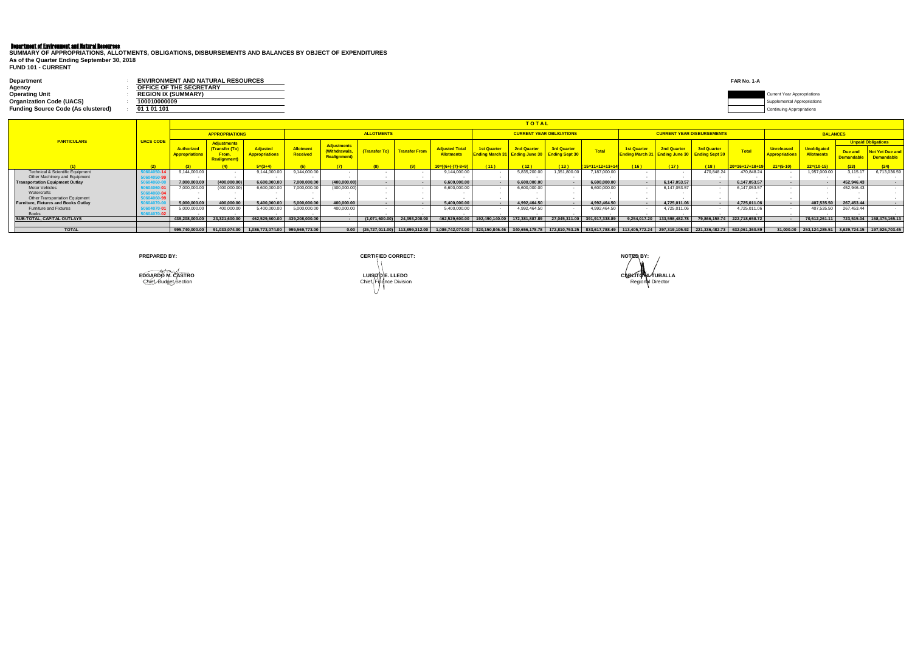Department of Environment and Natural Resources

**SUMMARY OF APPROPRIATIONS, ALLOTMENTS, OBLIGATIONS, DISBURSEMENTS AND BALANCES BY OBJECT OF EXPENDITURES**
**As of the Quarter Ending September 30, 2018**
**FUND 101 - CURRENT**

| | | |
|---|---|---|
| **Department** | : | **ENVIRONMENT AND NATURAL RESOURCES** |
| **Agency** | : | **OFFICE OF THE SECRETARY** |
| **Operating Unit** | : | **REGION IX (SUMMARY)** |
| **Organization Code (UACS)** | : | **100010000009** |
| **Funding Source Code (As clustered)** | : | **01 1 01 101** |

**FAR No. 1-A**

- Current Year Appropriations
- Supplemental Appropriations
- Continuing Appropriations

| PARTICULARS | UACS CODE | TOTAL | | | | | | | | | | | | | | | | | | | | | |
|---|---|---|---|---|---|---|---|---|---|---|---|---|---|---|---|---|---|---|---|---|---|---|---|
| | | APPROPRIATIONS | | | ALLOTMENTS | | | | | CURRENT YEAR OBLIGATIONS | | | | CURRENT YEAR DISBURSEMENTS | | | | BALANCES | | | |
| | | Authorized Appropriations | Adjustments (Transfer (To) From, Realignment) | Adjusted Appropriations | Allotment Received | Adjustments (Withdrawals, Realignment) | (Transfer To) | Transfer From | Adjusted Total Allotments | 1st Quarter Ending March 31 | 2nd Quarter Ending June 30 | 3rd Quarter Ending Sept 30 | Total | 1st Quarter Ending March 31 | 2nd Quarter Ending June 30 | 3rd Quarter Ending Sept 30 | Total | Unreleased Appropriations | Unobligated Allotments | Unpaid Obligations | |
| | | | | | | | | | | | | | | | | | | | | Due and Demandable | Not Yet Due and Demandable |
| (1) | (2) | (3) | (4) | 5=(3+4) | (6) | (7) | (8) | (9) | 10=[{6+(-)7}-8+9] | (11) | (12) | (13) | 15=11+12+13+14 | (16) | (17) | (18) | 20=16+17+18+19 | 21=(5-10) | 22=(10-15) | (23) | (24) |
| Technical & Scientific Equipment | 50604050-14 | 9,144,000.00 | - | 9,144,000.00 | 9,144,000.00 | - | - | - | 9,144,000.00 | - | 5,835,200.00 | 1,351,800.00 | 7,187,000.00 | - | - | 470,848.24 | 470,848.24 | - | 1,957,000.00 | 3,115.17 | 6,713,036.59 |
| Other Machinery and Equipment | 50604050-99 | - | - | - | - | - | - | - | - | - | - | - | - | - | - | - | - | - | - | - | - |
| **Transportation Equipment Outlay** | 50604060-00 | **7,000,000.00** | **(400,000.00)** | **6,600,000.00** | **7,000,000.00** | **(400,000.00)** | **-** | **-** | **6,600,000.00** | **-** | **6,600,000.00** | **-** | **6,600,000.00** | **-** | **6,147,053.57** | **-** | **6,147,053.57** | **-** | **-** | **452,946.43** | **-** |
| Motor Vehicles | 50604060-01 | 7,000,000.00 | (400,000.00) | 6,600,000.00 | 7,000,000.00 | (400,000.00) | - | - | 6,600,000.00 | - | 6,600,000.00 | - | 6,600,000.00 | - | 6,147,053.57 | - | 6,147,053.57 | - | - | 452,946.43 | - |
| Watercrafts | 50604060-04 | - | - | - | - | - | - | - | - | - | - | - | - | - | - | - | - | - | - | - | - |
| Other Transportation Equipment | 50604060-99 | - | - | - | - | - | - | - | - | - | - | - | - | - | - | - | - | - | - | - | - |
| **Furniture, Fixtures and Books Outlay** | 50604070-00 | **5,000,000.00** | **400,000.00** | **5,400,000.00** | **5,000,000.00** | **400,000.00** | **-** | **-** | **5,400,000.00** | **-** | **4,992,464.50** | **-** | **4,992,464.50** | **-** | **4,725,011.06** | **-** | **4,725,011.06** | **-** | **407,535.50** | **267,453.44** | **-** |
| Furniture and Fixtures | 50604070-01 | 5,000,000.00 | 400,000.00 | 5,400,000.00 | 5,000,000.00 | 400,000.00 | - | - | 5,400,000.00 | - | 4,992,464.50 | - | 4,992,464.50 | - | 4,725,011.06 | - | 4,725,011.06 | - | 407,535.50 | 267,453.44 | - |
| Books | 50604070-02 | - | - | - | - | - | - | - | - | - | - | - | - | - | - | - | - | - | - | - | - |
| **SUB-TOTAL, CAPITAL OUTLAYS** | | **439,208,000.00** | **23,321,600.00** | **462,529,600.00** | **439,208,000.00** | **-** | **(1,071,600.00)** | **24,393,200.00** | **462,529,600.00** | **192,490,140.00** | **172,381,887.89** | **27,045,311.00** | **391,917,338.89** | **9,254,017.20** | **133,598,482.78** | **79,866,158.74** | **222,718,658.72** | **-** | **70,612,261.11** | **723,515.04** | **168,475,165.13** |
| **TOTAL** | | **995,740,000.00** | **91,033,074.00** | **1,086,773,074.00** | **999,569,773.00** | **0.00** | **(26,727,011.00)** | **113,899,312.00** | **1,086,742,074.00** | **320,150,846.46** | **340,656,178.78** | **172,810,763.25** | **833,617,788.49** | **113,405,772.24** | **297,319,105.92** | **221,336,482.73** | **632,061,360.89** | **31,000.00** | **253,124,285.51** | **3,629,724.15** | **197,926,703.45** |

**PREPARED BY:**

**EDGARDO M. CASTRO**
Chief, Budget Section

**CERTIFIED CORRECT:**

**LUISITO E. LLEDO**
Chief, Finance Division

**NOTED BY:**

**CARLITO A. TUBALLA**
Regional Director